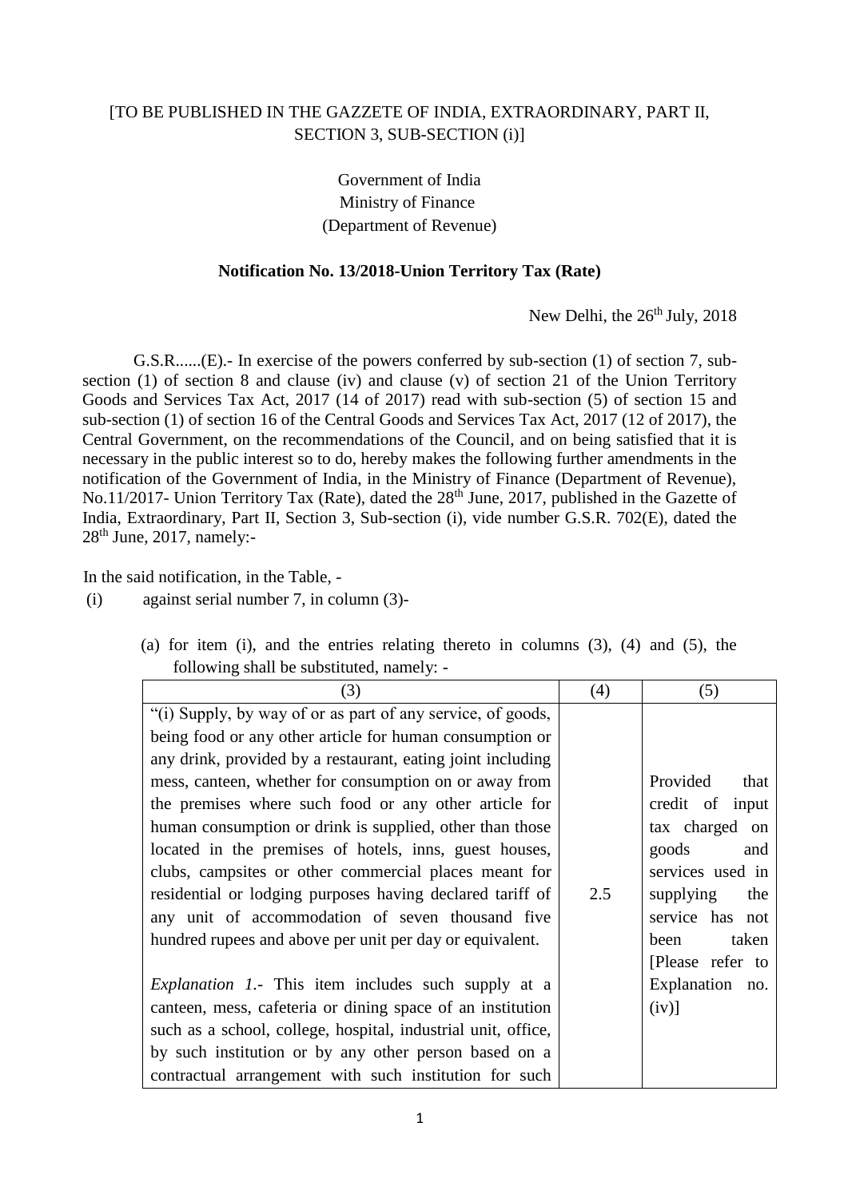[TO BE PUBLISHED IN THE GAZZETE OF INDIA, EXTRAORDINARY, PART II, SECTION 3, SUB-SECTION (i)]

Government of India
Ministry of Finance
(Department of Revenue)

**Notification No. 13/2018-Union Territory Tax (Rate)**

New Delhi, the 26th July, 2018

G.S.R......(E).- In exercise of the powers conferred by sub-section (1) of section 7, sub-section (1) of section 8 and clause (iv) and clause (v) of section 21 of the Union Territory Goods and Services Tax Act, 2017 (14 of 2017) read with sub-section (5) of section 15 and sub-section (1) of section 16 of the Central Goods and Services Tax Act, 2017 (12 of 2017), the Central Government, on the recommendations of the Council, and on being satisfied that it is necessary in the public interest so to do, hereby makes the following further amendments in the notification of the Government of India, in the Ministry of Finance (Department of Revenue), No.11/2017- Union Territory Tax (Rate), dated the 28th June, 2017, published in the Gazette of India, Extraordinary, Part II, Section 3, Sub-section (i), vide number G.S.R. 702(E), dated the 28th June, 2017, namely:-

In the said notification, in the Table, -

(i) against serial number 7, in column (3)-

(a) for item (i), and the entries relating thereto in columns (3), (4) and (5), the following shall be substituted, namely: -

| (3) | (4) | (5) |
|---|---|---|
| "(i) Supply, by way of or as part of any service, of goods, being food or any other article for human consumption or any drink, provided by a restaurant, eating joint including mess, canteen, whether for consumption on or away from the premises where such food or any other article for human consumption or drink is supplied, other than those located in the premises of hotels, inns, guest houses, clubs, campsites or other commercial places meant for residential or lodging purposes having declared tariff of any unit of accommodation of seven thousand five hundred rupees and above per unit per day or equivalent.<br><br>*Explanation 1*.- This item includes such supply at a canteen, mess, cafeteria or dining space of an institution such as a school, college, hospital, industrial unit, office, by such institution or by any other person based on a contractual arrangement with such institution for such | 2.5 | Provided that credit of input tax charged on goods and services used in supplying the service has not been taken [Please refer to Explanation no. (iv)] |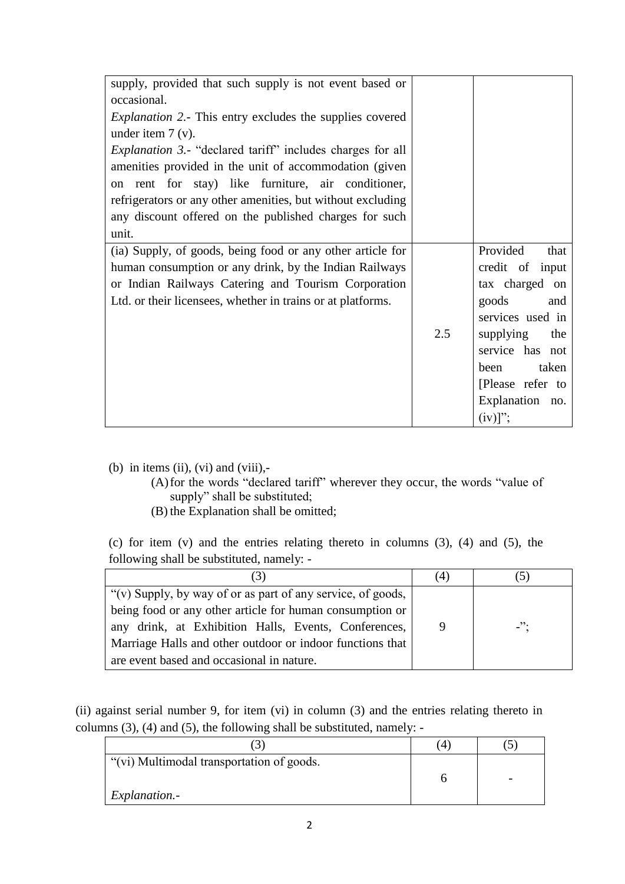| | | |
|---|---|---|
| supply, provided that such supply is not event based or occasional.<br>*Explanation 2*.- This entry excludes the supplies covered under item 7 (v).<br>*Explanation 3*.- "declared tariff" includes charges for all amenities provided in the unit of accommodation (given on rent for stay) like furniture, air conditioner, refrigerators or any other amenities, but without excluding any discount offered on the published charges for such unit. | | |
| (ia) Supply, of goods, being food or any other article for human consumption or any drink, by the Indian Railways or Indian Railways Catering and Tourism Corporation Ltd. or their licensees, whether in trains or at platforms. | 2.5 | Provided that credit of input tax charged on goods and services used in supplying the service has not been taken [Please refer to Explanation no. (iv)]"; |

(b) in items (ii), (vi) and (viii),-

(A) for the words "declared tariff" wherever they occur, the words "value of supply" shall be substituted;

(B) the Explanation shall be omitted;

(c) for item (v) and the entries relating thereto in columns (3), (4) and (5), the following shall be substituted, namely: -

| (3) | (4) | (5) |
|---|---|---|
| "(v) Supply, by way of or as part of any service, of goods, being food or any other article for human consumption or any drink, at Exhibition Halls, Events, Conferences, Marriage Halls and other outdoor or indoor functions that are event based and occasional in nature. | 9 | -"; |

(ii) against serial number 9, for item (vi) in column (3) and the entries relating thereto in columns (3), (4) and (5), the following shall be substituted, namely: -

| (3) | (4) | (5) |
|---|---|---|
| "(vi) Multimodal transportation of goods.<br><br>*Explanation*.- | 6 | - |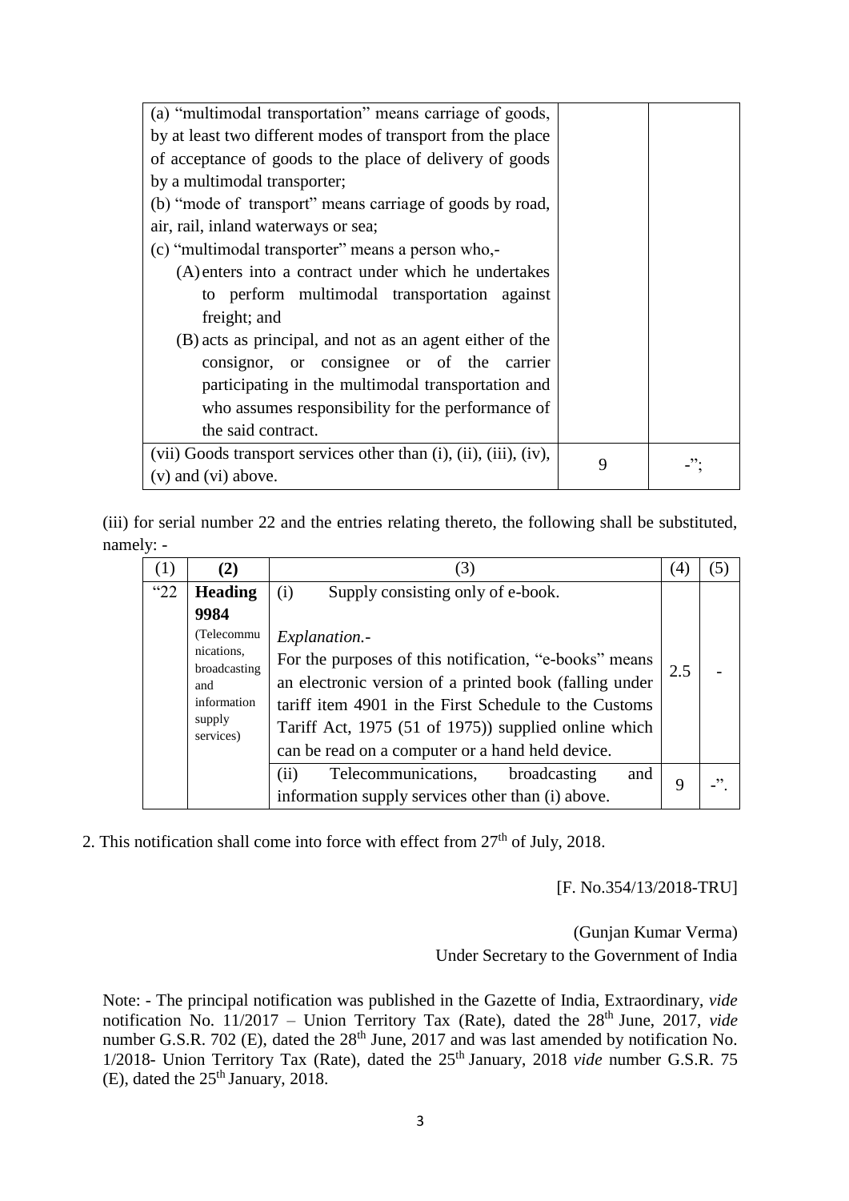| | | |
|---|---|---|
| (a) "multimodal transportation" means carriage of goods, by at least two different modes of transport from the place of acceptance of goods to the place of delivery of goods by a multimodal transporter;<br>(b) "mode of transport" means carriage of goods by road, air, rail, inland waterways or sea;<br>(c) "multimodal transporter" means a person who,-<br>(A) enters into a contract under which he undertakes to perform multimodal transportation against freight; and<br>(B) acts as principal, and not as an agent either of the consignor, or consignee or of the carrier participating in the multimodal transportation and who assumes responsibility for the performance of the said contract. | | |
| (vii) Goods transport services other than (i), (ii), (iii), (iv), (v) and (vi) above. | 9 | -"; |

(iii) for serial number 22 and the entries relating thereto, the following shall be substituted, namely: -

| (1) | (2) | (3) | (4) | (5) |
|---|---|---|---|---|
| "22 | **Heading 9984** (Telecommunications, broadcasting and information supply services) | (i) Supply consisting only of e-book.<br><br>*Explanation.-*<br>For the purposes of this notification, "e-books" means an electronic version of a printed book (falling under tariff item 4901 in the First Schedule to the Customs Tariff Act, 1975 (51 of 1975)) supplied online which can be read on a computer or a hand held device. | 2.5 | - |
| | | (ii) Telecommunications, broadcasting and information supply services other than (i) above. | 9 | -". |

2. This notification shall come into force with effect from 27th of July, 2018.

[F. No.354/13/2018-TRU]

(Gunjan Kumar Verma)
Under Secretary to the Government of India

Note: - The principal notification was published in the Gazette of India, Extraordinary, *vide* notification No. 11/2017 – Union Territory Tax (Rate), dated the 28th June, 2017, *vide* number G.S.R. 702 (E), dated the 28th June, 2017 and was last amended by notification No. 1/2018- Union Territory Tax (Rate), dated the 25th January, 2018 *vide* number G.S.R. 75 (E), dated the 25th January, 2018.